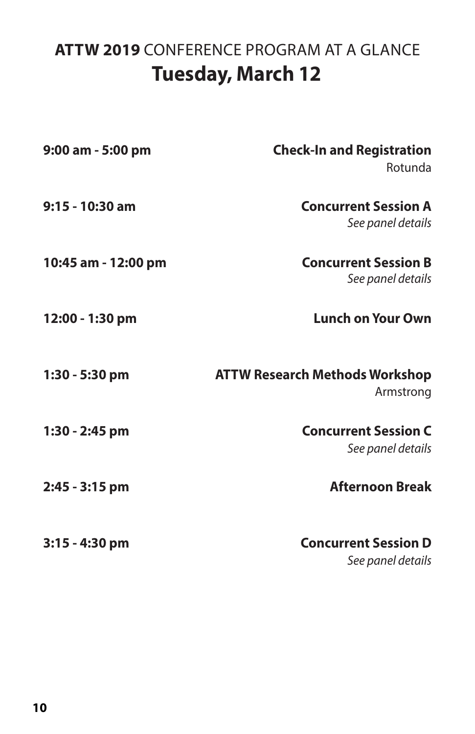# **ATTW 2019** CONFERENCE PROGRAM AT A GLANCE

## Tuesday, March 12

**9:00 am - 5:00 pm** — **Check-In and Registration**
Rotunda

**9:15 - 10:30 am** — **Concurrent Session A**
*See panel details*

**10:45 am - 12:00 pm** — **Concurrent Session B**
*See panel details*

**12:00 - 1:30 pm** — **Lunch on Your Own**

**1:30 - 5:30 pm** — **ATTW Research Methods Workshop**
Armstrong

**1:30 - 2:45 pm** — **Concurrent Session C**
*See panel details*

**2:45 - 3:15 pm** — **Afternoon Break**

**3:15 - 4:30 pm** — **Concurrent Session D**
*See panel details*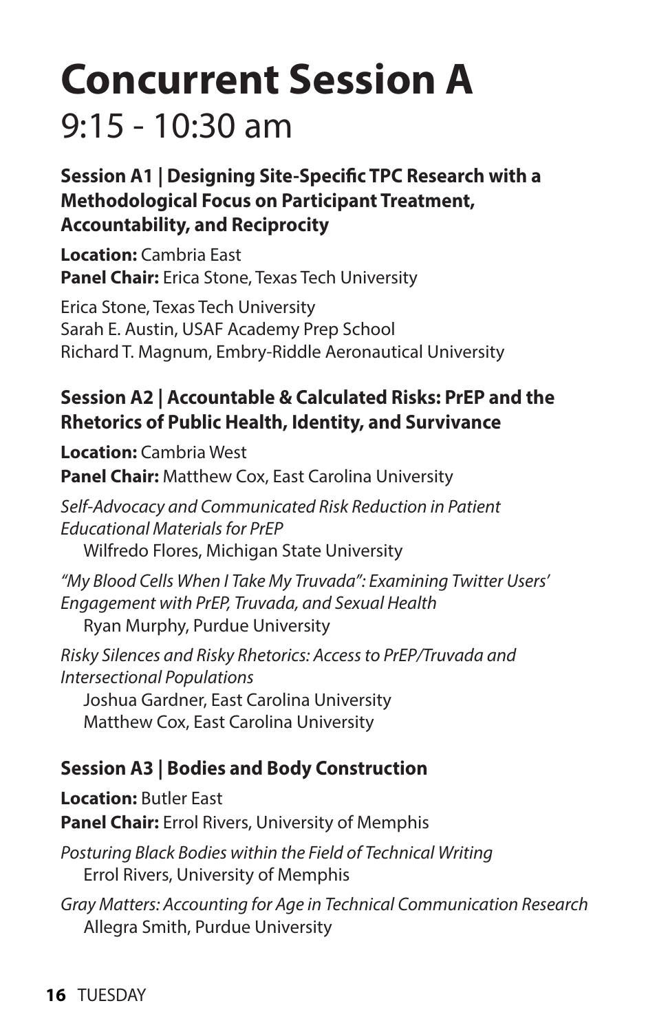# Concurrent Session A

## 9:15 - 10:30 am

### Session A1 | Designing Site-Specific TPC Research with a Methodological Focus on Participant Treatment, Accountability, and Reciprocity

**Location:** Cambria East
**Panel Chair:** Erica Stone, Texas Tech University

Erica Stone, Texas Tech University
Sarah E. Austin, USAF Academy Prep School
Richard T. Magnum, Embry-Riddle Aeronautical University

### Session A2 | Accountable & Calculated Risks: PrEP and the Rhetorics of Public Health, Identity, and Survivance

**Location:** Cambria West
**Panel Chair:** Matthew Cox, East Carolina University

*Self-Advocacy and Communicated Risk Reduction in Patient Educational Materials for PrEP*
Wilfredo Flores, Michigan State University

*"My Blood Cells When I Take My Truvada": Examining Twitter Users' Engagement with PrEP, Truvada, and Sexual Health*
Ryan Murphy, Purdue University

*Risky Silences and Risky Rhetorics: Access to PrEP/Truvada and Intersectional Populations*
Joshua Gardner, East Carolina University
Matthew Cox, East Carolina University

### Session A3 | Bodies and Body Construction

**Location:** Butler East
**Panel Chair:** Errol Rivers, University of Memphis

*Posturing Black Bodies within the Field of Technical Writing*
Errol Rivers, University of Memphis

*Gray Matters: Accounting for Age in Technical Communication Research*
Allegra Smith, Purdue University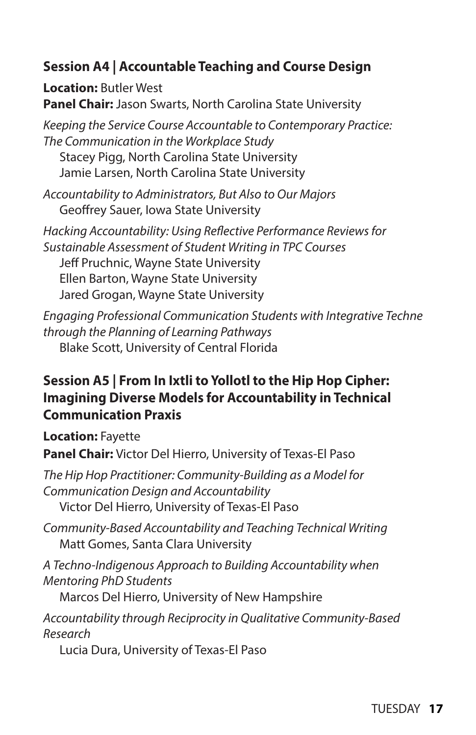### Session A4 | Accountable Teaching and Course Design

**Location:** Butler West
**Panel Chair:** Jason Swarts, North Carolina State University

*Keeping the Service Course Accountable to Contemporary Practice: The Communication in the Workplace Study*
Stacey Pigg, North Carolina State University
Jamie Larsen, North Carolina State University

*Accountability to Administrators, But Also to Our Majors*
Geoffrey Sauer, Iowa State University

*Hacking Accountability: Using Reflective Performance Reviews for Sustainable Assessment of Student Writing in TPC Courses*
Jeff Pruchnic, Wayne State University
Ellen Barton, Wayne State University
Jared Grogan, Wayne State University

*Engaging Professional Communication Students with Integrative Techne through the Planning of Learning Pathways*
Blake Scott, University of Central Florida

### Session A5 | From In Ixtli to Yollotl to the Hip Hop Cipher: Imagining Diverse Models for Accountability in Technical Communication Praxis

**Location:** Fayette
**Panel Chair:** Victor Del Hierro, University of Texas-El Paso

*The Hip Hop Practitioner: Community-Building as a Model for Communication Design and Accountability*
Victor Del Hierro, University of Texas-El Paso

*Community-Based Accountability and Teaching Technical Writing*
Matt Gomes, Santa Clara University

*A Techno-Indigenous Approach to Building Accountability when Mentoring PhD Students*
Marcos Del Hierro, University of New Hampshire

*Accountability through Reciprocity in Qualitative Community-Based Research*
Lucia Dura, University of Texas-El Paso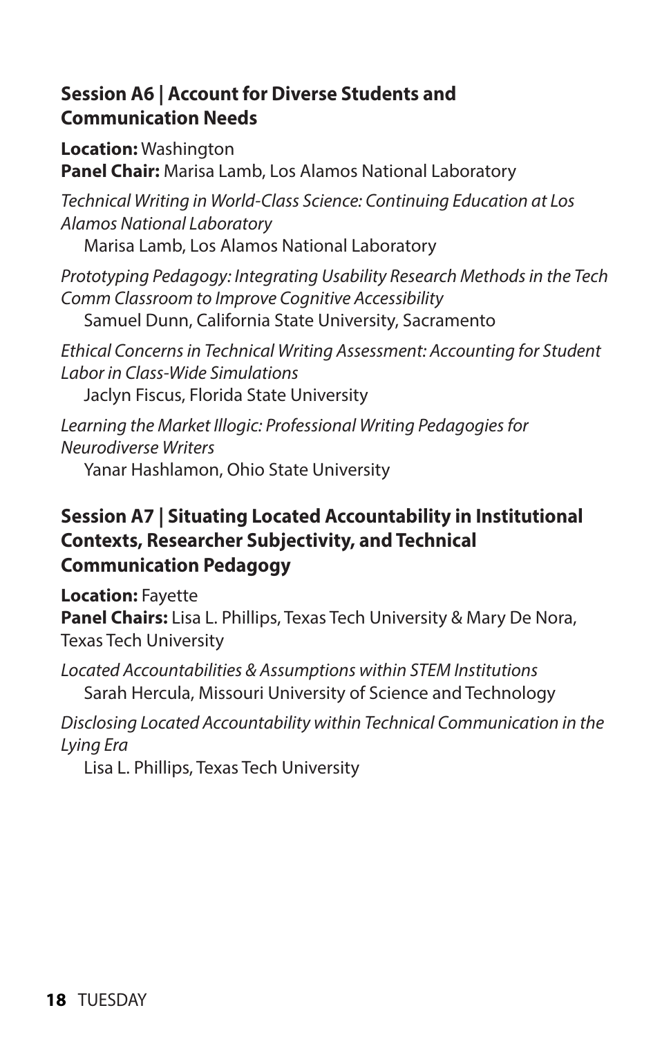### Session A6 | Account for Diverse Students and Communication Needs

**Location:** Washington
**Panel Chair:** Marisa Lamb, Los Alamos National Laboratory

*Technical Writing in World-Class Science: Continuing Education at Los Alamos National Laboratory*
Marisa Lamb, Los Alamos National Laboratory

*Prototyping Pedagogy: Integrating Usability Research Methods in the Tech Comm Classroom to Improve Cognitive Accessibility*
Samuel Dunn, California State University, Sacramento

*Ethical Concerns in Technical Writing Assessment: Accounting for Student Labor in Class-Wide Simulations*
Jaclyn Fiscus, Florida State University

*Learning the Market Illogic: Professional Writing Pedagogies for Neurodiverse Writers*
Yanar Hashlamon, Ohio State University

### Session A7 | Situating Located Accountability in Institutional Contexts, Researcher Subjectivity, and Technical Communication Pedagogy

**Location:** Fayette
**Panel Chairs:** Lisa L. Phillips, Texas Tech University & Mary De Nora, Texas Tech University

*Located Accountabilities & Assumptions within STEM Institutions*
Sarah Hercula, Missouri University of Science and Technology

*Disclosing Located Accountability within Technical Communication in the Lying Era*
Lisa L. Phillips, Texas Tech University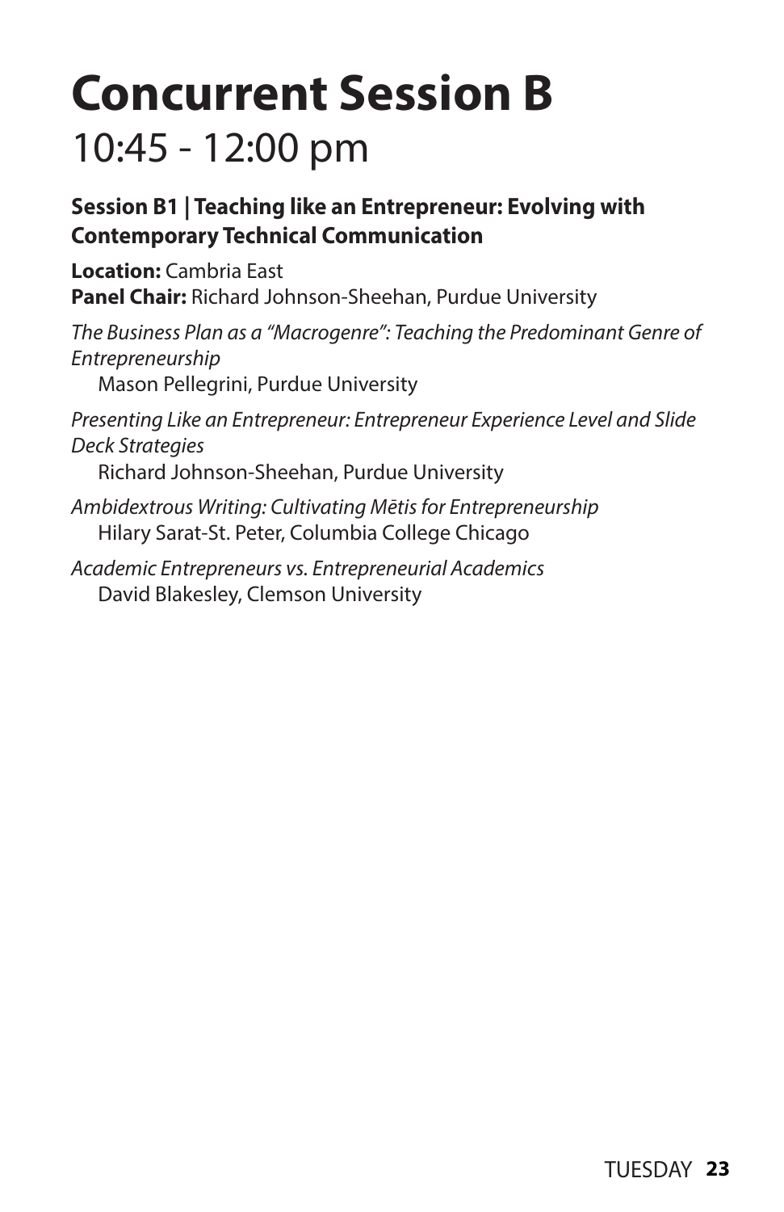# Concurrent Session B

## 10:45 - 12:00 pm

### Session B1 | Teaching like an Entrepreneur: Evolving with Contemporary Technical Communication

**Location:** Cambria East
**Panel Chair:** Richard Johnson-Sheehan, Purdue University

*The Business Plan as a "Macrogenre": Teaching the Predominant Genre of Entrepreneurship*
Mason Pellegrini, Purdue University

*Presenting Like an Entrepreneur: Entrepreneur Experience Level and Slide Deck Strategies*
Richard Johnson-Sheehan, Purdue University

*Ambidextrous Writing: Cultivating Mētis for Entrepreneurship*
Hilary Sarat-St. Peter, Columbia College Chicago

*Academic Entrepreneurs vs. Entrepreneurial Academics*
David Blakesley, Clemson University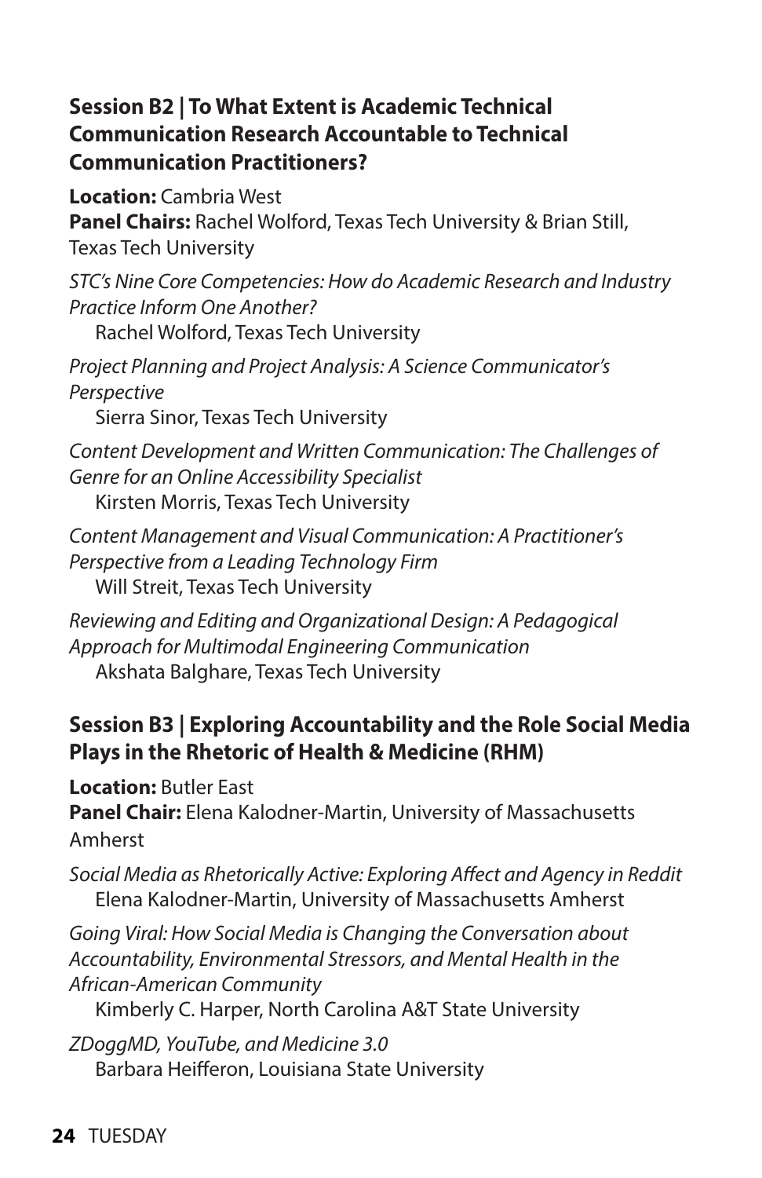### Session B2 | To What Extent is Academic Technical Communication Research Accountable to Technical Communication Practitioners?

**Location:** Cambria West
**Panel Chairs:** Rachel Wolford, Texas Tech University & Brian Still, Texas Tech University

*STC's Nine Core Competencies: How do Academic Research and Industry Practice Inform One Another?*
Rachel Wolford, Texas Tech University

*Project Planning and Project Analysis: A Science Communicator's Perspective*
Sierra Sinor, Texas Tech University

*Content Development and Written Communication: The Challenges of Genre for an Online Accessibility Specialist*
Kirsten Morris, Texas Tech University

*Content Management and Visual Communication: A Practitioner's Perspective from a Leading Technology Firm*
Will Streit, Texas Tech University

*Reviewing and Editing and Organizational Design: A Pedagogical Approach for Multimodal Engineering Communication*
Akshata Balghare, Texas Tech University

### Session B3 | Exploring Accountability and the Role Social Media Plays in the Rhetoric of Health & Medicine (RHM)

**Location:** Butler East
**Panel Chair:** Elena Kalodner-Martin, University of Massachusetts Amherst

*Social Media as Rhetorically Active: Exploring Affect and Agency in Reddit*
Elena Kalodner-Martin, University of Massachusetts Amherst

*Going Viral: How Social Media is Changing the Conversation about Accountability, Environmental Stressors, and Mental Health in the African-American Community*
Kimberly C. Harper, North Carolina A&T State University

*ZDoggMD, YouTube, and Medicine 3.0*
Barbara Heifferon, Louisiana State University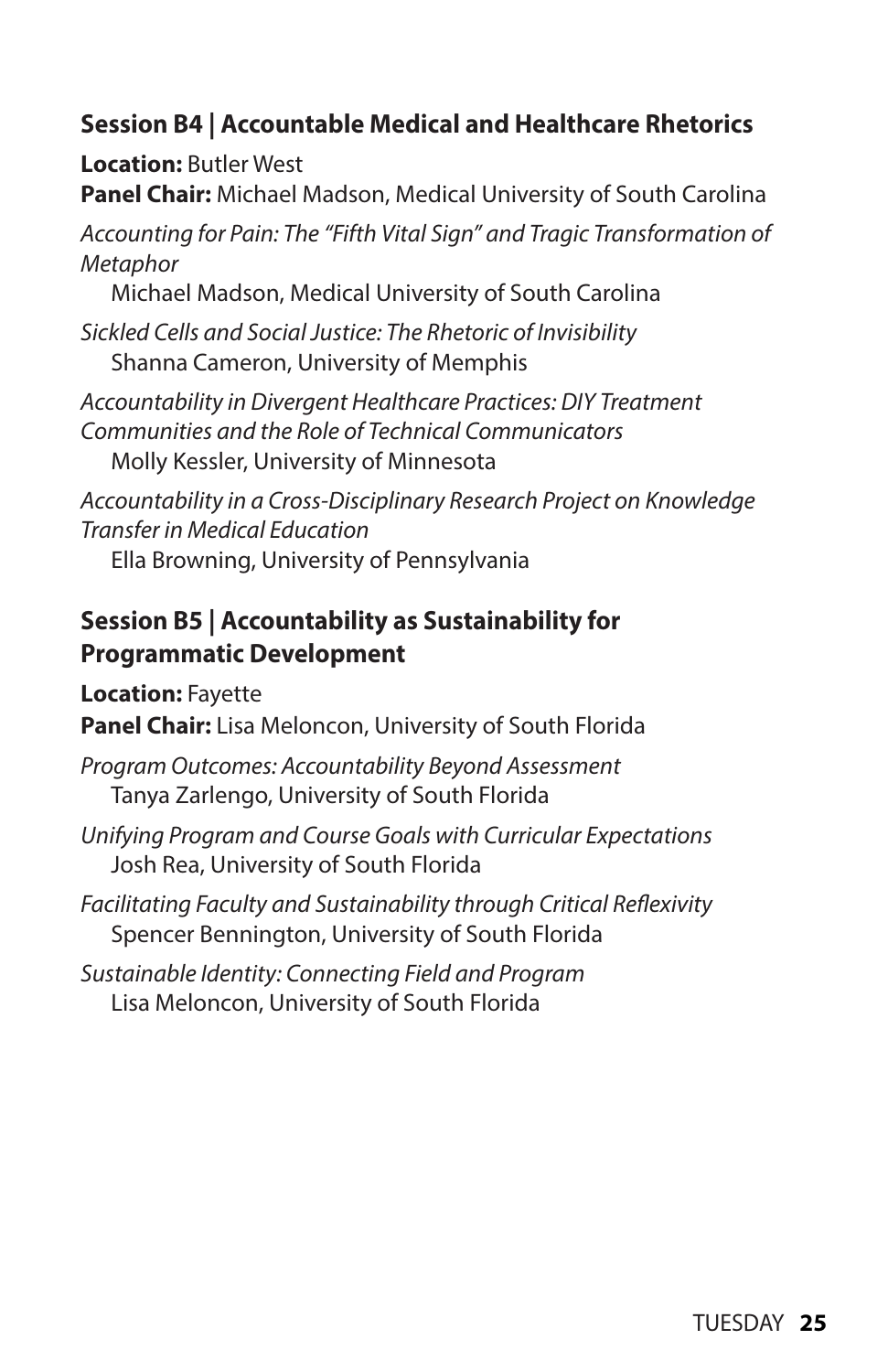## Session B4 | Accountable Medical and Healthcare Rhetorics

**Location:** Butler West
**Panel Chair:** Michael Madson, Medical University of South Carolina

*Accounting for Pain: The "Fifth Vital Sign" and Tragic Transformation of Metaphor*
Michael Madson, Medical University of South Carolina

*Sickled Cells and Social Justice: The Rhetoric of Invisibility*
Shanna Cameron, University of Memphis

*Accountability in Divergent Healthcare Practices: DIY Treatment Communities and the Role of Technical Communicators*
Molly Kessler, University of Minnesota

*Accountability in a Cross-Disciplinary Research Project on Knowledge Transfer in Medical Education*
Ella Browning, University of Pennsylvania

## Session B5 | Accountability as Sustainability for Programmatic Development

**Location:** Fayette
**Panel Chair:** Lisa Meloncon, University of South Florida

*Program Outcomes: Accountability Beyond Assessment*
Tanya Zarlengo, University of South Florida

*Unifying Program and Course Goals with Curricular Expectations*
Josh Rea, University of South Florida

*Facilitating Faculty and Sustainability through Critical Reflexivity*
Spencer Bennington, University of South Florida

*Sustainable Identity: Connecting Field and Program*
Lisa Meloncon, University of South Florida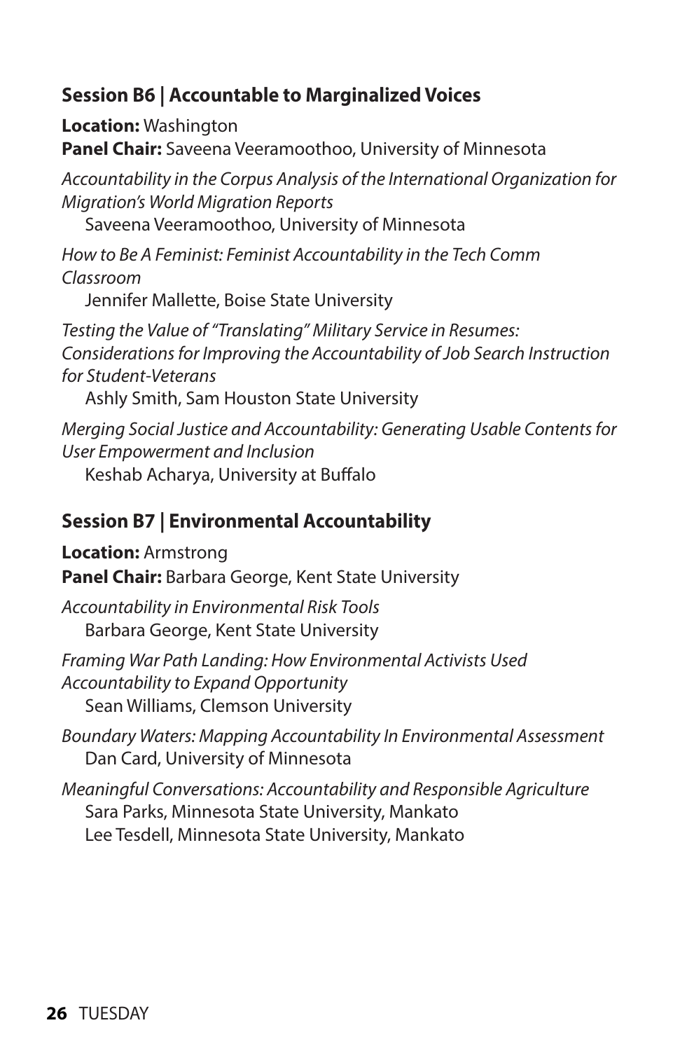### Session B6 | Accountable to Marginalized Voices

**Location:** Washington
**Panel Chair:** Saveena Veeramoothoo, University of Minnesota

*Accountability in the Corpus Analysis of the International Organization for Migration's World Migration Reports*
Saveena Veeramoothoo, University of Minnesota

*How to Be A Feminist: Feminist Accountability in the Tech Comm Classroom*
Jennifer Mallette, Boise State University

*Testing the Value of "Translating" Military Service in Resumes: Considerations for Improving the Accountability of Job Search Instruction for Student-Veterans*
Ashly Smith, Sam Houston State University

*Merging Social Justice and Accountability: Generating Usable Contents for User Empowerment and Inclusion*
Keshab Acharya, University at Buffalo

### Session B7 | Environmental Accountability

**Location:** Armstrong
**Panel Chair:** Barbara George, Kent State University

*Accountability in Environmental Risk Tools*
Barbara George, Kent State University

*Framing War Path Landing: How Environmental Activists Used Accountability to Expand Opportunity*
Sean Williams, Clemson University

*Boundary Waters: Mapping Accountability In Environmental Assessment*
Dan Card, University of Minnesota

*Meaningful Conversations: Accountability and Responsible Agriculture*
Sara Parks, Minnesota State University, Mankato
Lee Tesdell, Minnesota State University, Mankato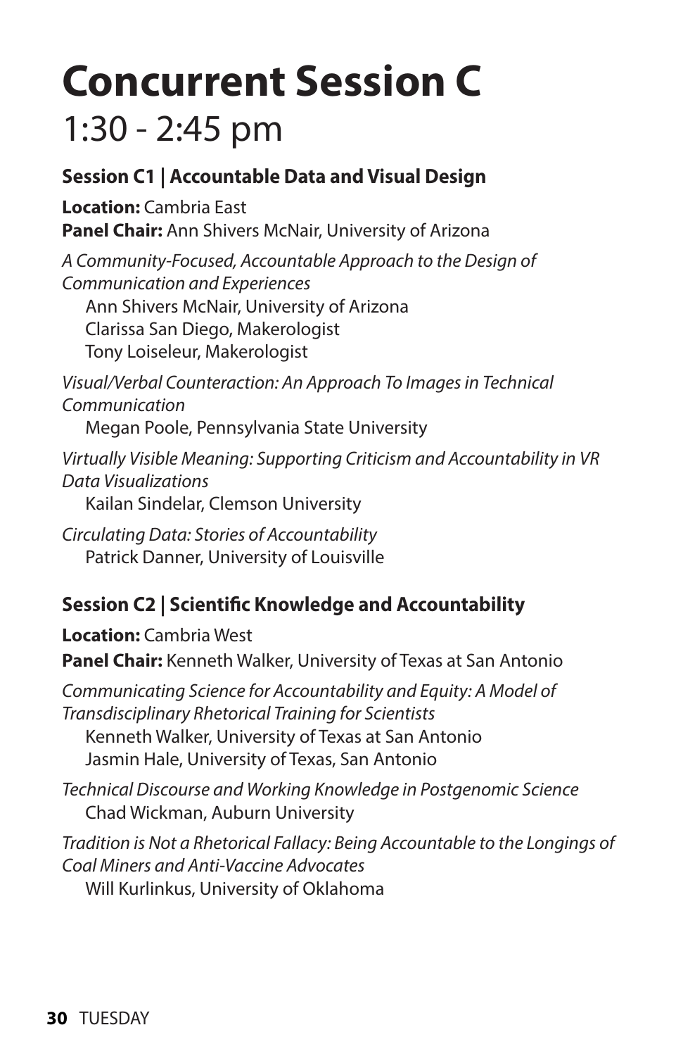# Concurrent Session C

## 1:30 - 2:45 pm

### Session C1 | Accountable Data and Visual Design

**Location:** Cambria East
**Panel Chair:** Ann Shivers McNair, University of Arizona

*A Community-Focused, Accountable Approach to the Design of Communication and Experiences*
Ann Shivers McNair, University of Arizona
Clarissa San Diego, Makerologist
Tony Loiseleur, Makerologist

*Visual/Verbal Counteraction: An Approach To Images in Technical Communication*
Megan Poole, Pennsylvania State University

*Virtually Visible Meaning: Supporting Criticism and Accountability in VR Data Visualizations*
Kailan Sindelar, Clemson University

*Circulating Data: Stories of Accountability*
Patrick Danner, University of Louisville

### Session C2 | Scientific Knowledge and Accountability

**Location:** Cambria West
**Panel Chair:** Kenneth Walker, University of Texas at San Antonio

*Communicating Science for Accountability and Equity: A Model of Transdisciplinary Rhetorical Training for Scientists*
Kenneth Walker, University of Texas at San Antonio
Jasmin Hale, University of Texas, San Antonio

*Technical Discourse and Working Knowledge in Postgenomic Science*
Chad Wickman, Auburn University

*Tradition is Not a Rhetorical Fallacy: Being Accountable to the Longings of Coal Miners and Anti-Vaccine Advocates*
Will Kurlinkus, University of Oklahoma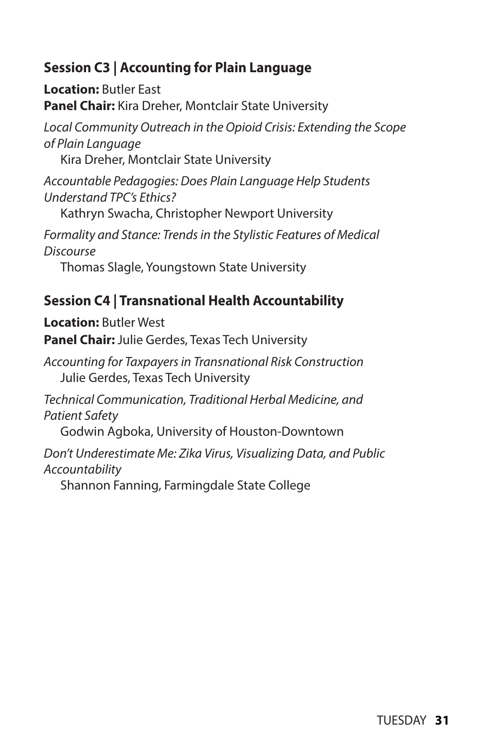### Session C3 | Accounting for Plain Language

**Location:** Butler East
**Panel Chair:** Kira Dreher, Montclair State University

*Local Community Outreach in the Opioid Crisis: Extending the Scope of Plain Language*
Kira Dreher, Montclair State University

*Accountable Pedagogies: Does Plain Language Help Students Understand TPC's Ethics?*
Kathryn Swacha, Christopher Newport University

*Formality and Stance: Trends in the Stylistic Features of Medical Discourse*
Thomas Slagle, Youngstown State University

### Session C4 | Transnational Health Accountability

**Location:** Butler West
**Panel Chair:** Julie Gerdes, Texas Tech University

*Accounting for Taxpayers in Transnational Risk Construction*
Julie Gerdes, Texas Tech University

*Technical Communication, Traditional Herbal Medicine, and Patient Safety*
Godwin Agboka, University of Houston-Downtown

*Don't Underestimate Me: Zika Virus, Visualizing Data, and Public Accountability*
Shannon Fanning, Farmingdale State College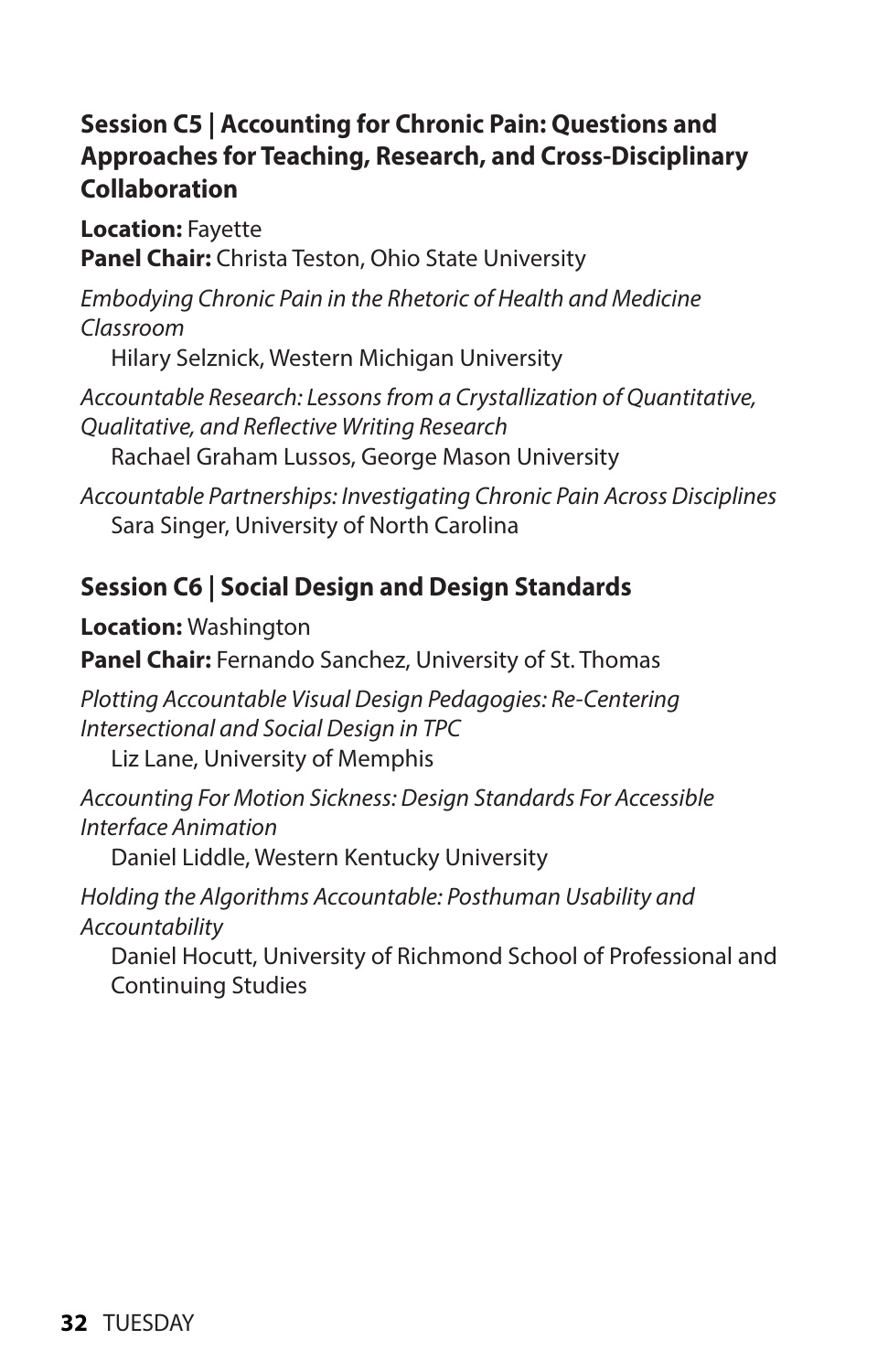## Session C5 | Accounting for Chronic Pain: Questions and Approaches for Teaching, Research, and Cross-Disciplinary Collaboration

**Location:** Fayette
**Panel Chair:** Christa Teston, Ohio State University

*Embodying Chronic Pain in the Rhetoric of Health and Medicine Classroom*
Hilary Selznick, Western Michigan University

*Accountable Research: Lessons from a Crystallization of Quantitative, Qualitative, and Reflective Writing Research*
Rachael Graham Lussos, George Mason University

*Accountable Partnerships: Investigating Chronic Pain Across Disciplines*
Sara Singer, University of North Carolina

## Session C6 | Social Design and Design Standards

**Location:** Washington
**Panel Chair:** Fernando Sanchez, University of St. Thomas

*Plotting Accountable Visual Design Pedagogies: Re-Centering Intersectional and Social Design in TPC*
Liz Lane, University of Memphis

*Accounting For Motion Sickness: Design Standards For Accessible Interface Animation*
Daniel Liddle, Western Kentucky University

*Holding the Algorithms Accountable: Posthuman Usability and Accountability*
Daniel Hocutt, University of Richmond School of Professional and Continuing Studies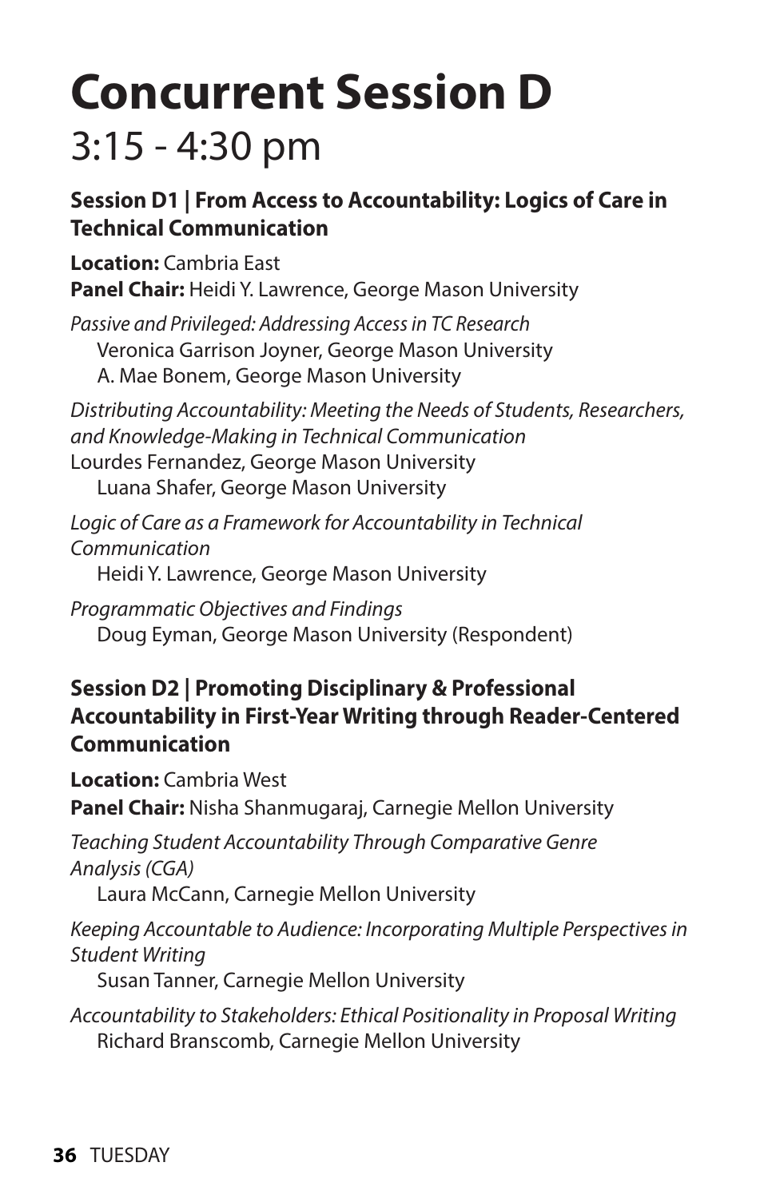# Concurrent Session D

## 3:15 - 4:30 pm

### Session D1 | From Access to Accountability: Logics of Care in Technical Communication

**Location:** Cambria East
**Panel Chair:** Heidi Y. Lawrence, George Mason University

*Passive and Privileged: Addressing Access in TC Research*
Veronica Garrison Joyner, George Mason University
A. Mae Bonem, George Mason University

*Distributing Accountability: Meeting the Needs of Students, Researchers, and Knowledge-Making in Technical Communication*
Lourdes Fernandez, George Mason University
Luana Shafer, George Mason University

*Logic of Care as a Framework for Accountability in Technical Communication*
Heidi Y. Lawrence, George Mason University

*Programmatic Objectives and Findings*
Doug Eyman, George Mason University (Respondent)

### Session D2 | Promoting Disciplinary & Professional Accountability in First-Year Writing through Reader-Centered Communication

**Location:** Cambria West
**Panel Chair:** Nisha Shanmugaraj, Carnegie Mellon University

*Teaching Student Accountability Through Comparative Genre Analysis (CGA)*
Laura McCann, Carnegie Mellon University

*Keeping Accountable to Audience: Incorporating Multiple Perspectives in Student Writing*
Susan Tanner, Carnegie Mellon University

*Accountability to Stakeholders: Ethical Positionality in Proposal Writing*
Richard Branscomb, Carnegie Mellon University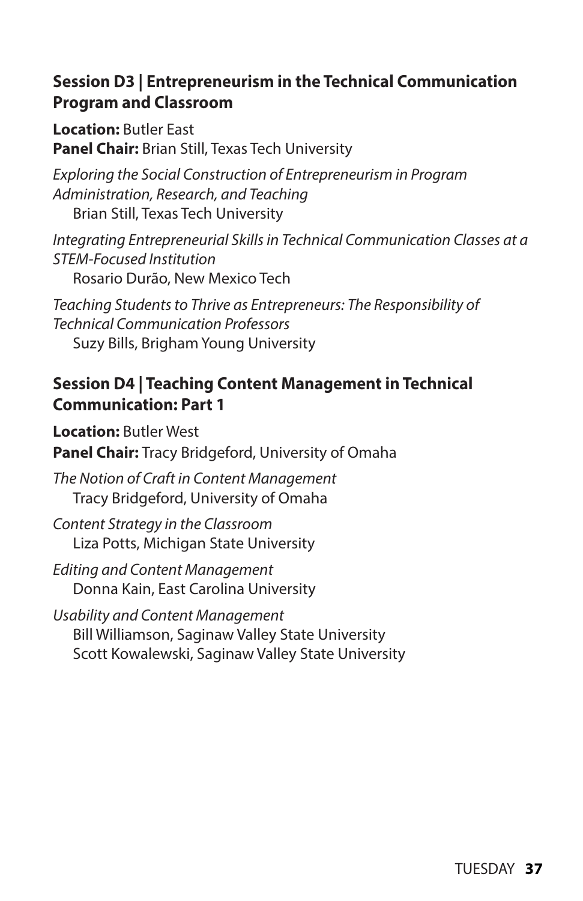### Session D3 | Entrepreneurism in the Technical Communication Program and Classroom

**Location:** Butler East
**Panel Chair:** Brian Still, Texas Tech University

*Exploring the Social Construction of Entrepreneurism in Program Administration, Research, and Teaching*
Brian Still, Texas Tech University

*Integrating Entrepreneurial Skills in Technical Communication Classes at a STEM-Focused Institution*
Rosario Durão, New Mexico Tech

*Teaching Students to Thrive as Entrepreneurs: The Responsibility of Technical Communication Professors*
Suzy Bills, Brigham Young University

### Session D4 | Teaching Content Management in Technical Communication: Part 1

**Location:** Butler West
**Panel Chair:** Tracy Bridgeford, University of Omaha

*The Notion of Craft in Content Management*
Tracy Bridgeford, University of Omaha

*Content Strategy in the Classroom*
Liza Potts, Michigan State University

*Editing and Content Management*
Donna Kain, East Carolina University

*Usability and Content Management*
Bill Williamson, Saginaw Valley State University
Scott Kowalewski, Saginaw Valley State University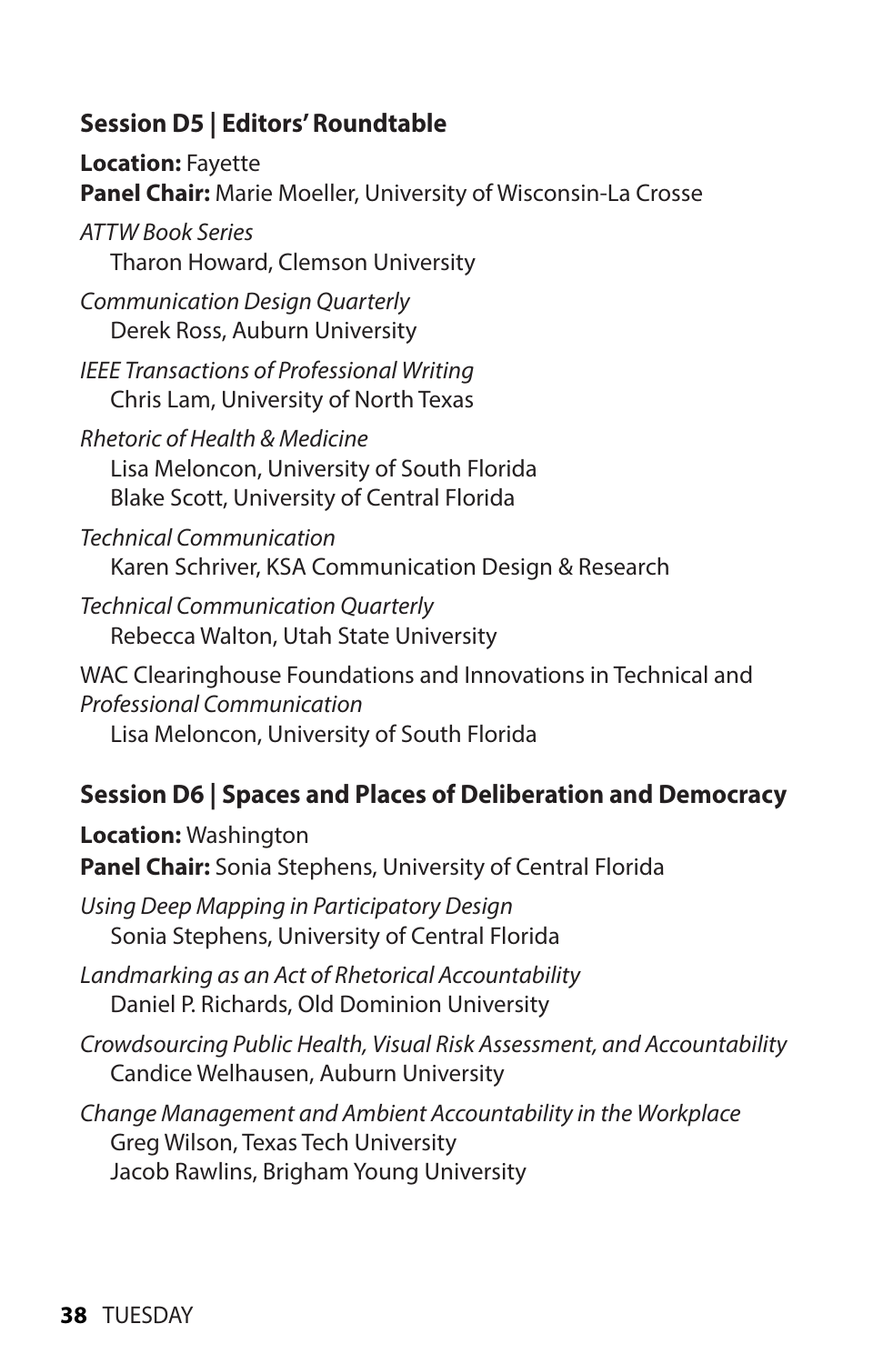### Session D5 | Editors' Roundtable

**Location:** Fayette
**Panel Chair:** Marie Moeller, University of Wisconsin-La Crosse

*ATTW Book Series*
Tharon Howard, Clemson University

*Communication Design Quarterly*
Derek Ross, Auburn University

*IEEE Transactions of Professional Writing*
Chris Lam, University of North Texas

*Rhetoric of Health & Medicine*
Lisa Meloncon, University of South Florida
Blake Scott, University of Central Florida

*Technical Communication*
Karen Schriver, KSA Communication Design & Research

*Technical Communication Quarterly*
Rebecca Walton, Utah State University

WAC Clearinghouse Foundations and Innovations in Technical and *Professional Communication*
Lisa Meloncon, University of South Florida

### Session D6 | Spaces and Places of Deliberation and Democracy

**Location:** Washington
**Panel Chair:** Sonia Stephens, University of Central Florida

*Using Deep Mapping in Participatory Design*
Sonia Stephens, University of Central Florida

*Landmarking as an Act of Rhetorical Accountability*
Daniel P. Richards, Old Dominion University

*Crowdsourcing Public Health, Visual Risk Assessment, and Accountability*
Candice Welhausen, Auburn University

*Change Management and Ambient Accountability in the Workplace*
Greg Wilson, Texas Tech University
Jacob Rawlins, Brigham Young University